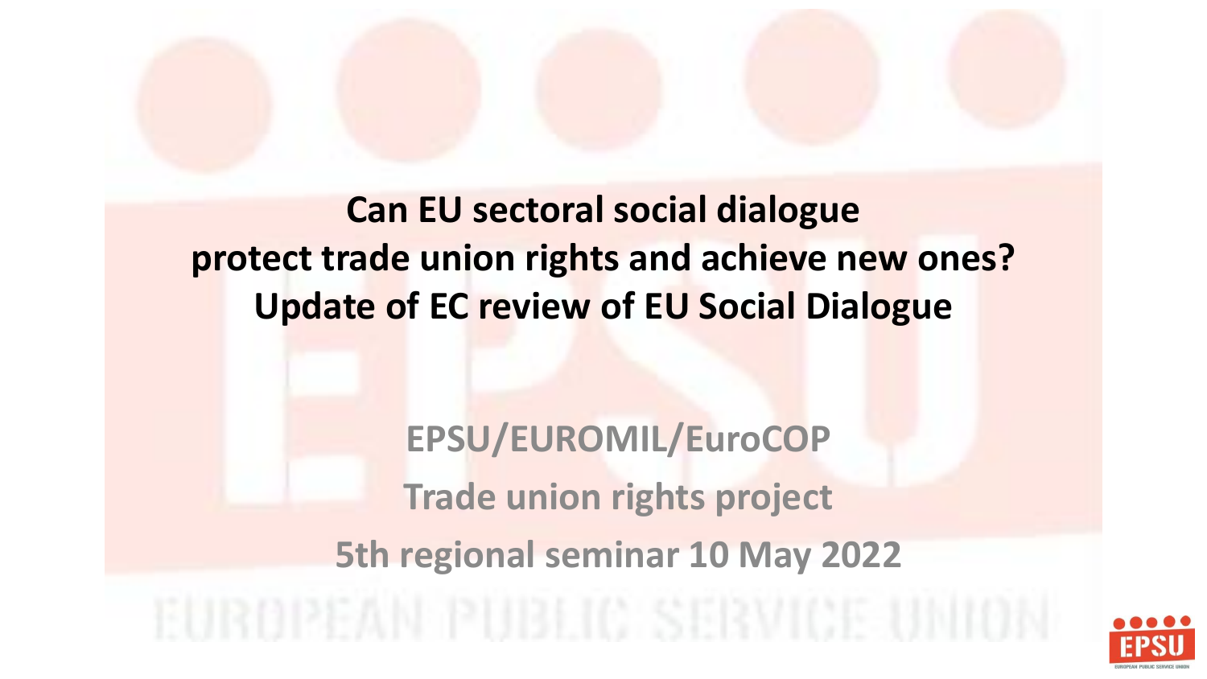# Can EU sectoral social dialogue protect trade union rights and achieve new ones? Update of EC review of EU Social Dialogue

**EPSU/EUROMIL/EuroCOP**

**Trade union rights project**

**5th regional seminar 10 May 2022**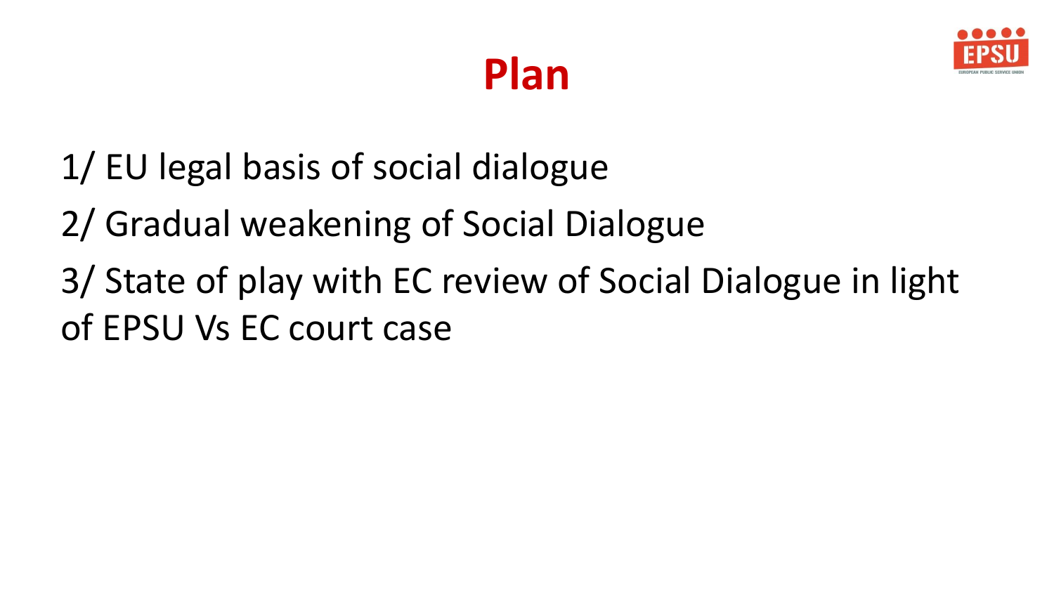# Plan

1/ EU legal basis of social dialogue

2/ Gradual weakening of Social Dialogue

3/ State of play with EC review of Social Dialogue in light of EPSU Vs EC court case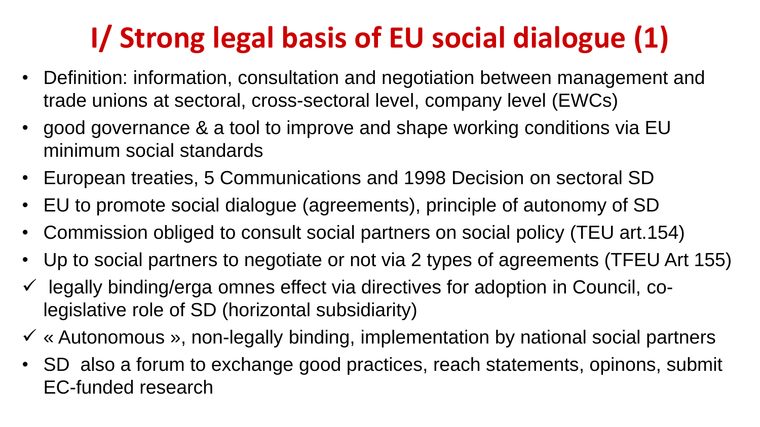# I/ Strong legal basis of EU social dialogue (1)

- Definition: information, consultation and negotiation between management and trade unions at sectoral, cross-sectoral level, company level (EWCs)
- good governance & a tool to improve and shape working conditions via EU minimum social standards
- European treaties, 5 Communications and 1998 Decision on sectoral SD
- EU to promote social dialogue (agreements), principle of autonomy of SD
- Commission obliged to consult social partners on social policy (TEU art.154)
- Up to social partners to negotiate or not via 2 types of agreements (TFEU Art 155)
  - ✓ legally binding/erga omnes effect via directives for adoption in Council, co-legislative role of SD (horizontal subsidiarity)
  - ✓ « Autonomous », non-legally binding, implementation by national social partners
- SD also a forum to exchange good practices, reach statements, opinons, submit EC-funded research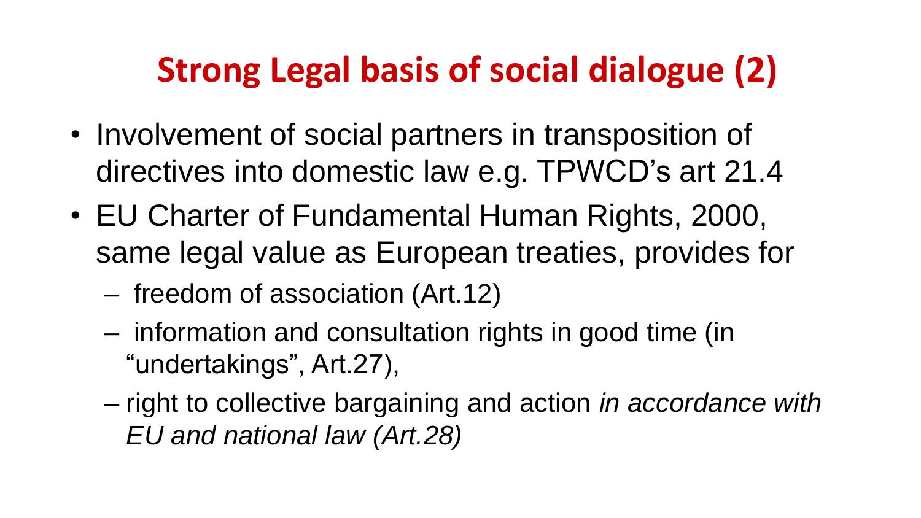# Strong Legal basis of social dialogue (2)

- Involvement of social partners in transposition of directives into domestic law e.g. TPWCD's art 21.4
- EU Charter of Fundamental Human Rights, 2000, same legal value as European treaties, provides for
  - freedom of association (Art.12)
  - information and consultation rights in good time (in "undertakings", Art.27),
  - right to collective bargaining and action *in accordance with EU and national law (Art.28)*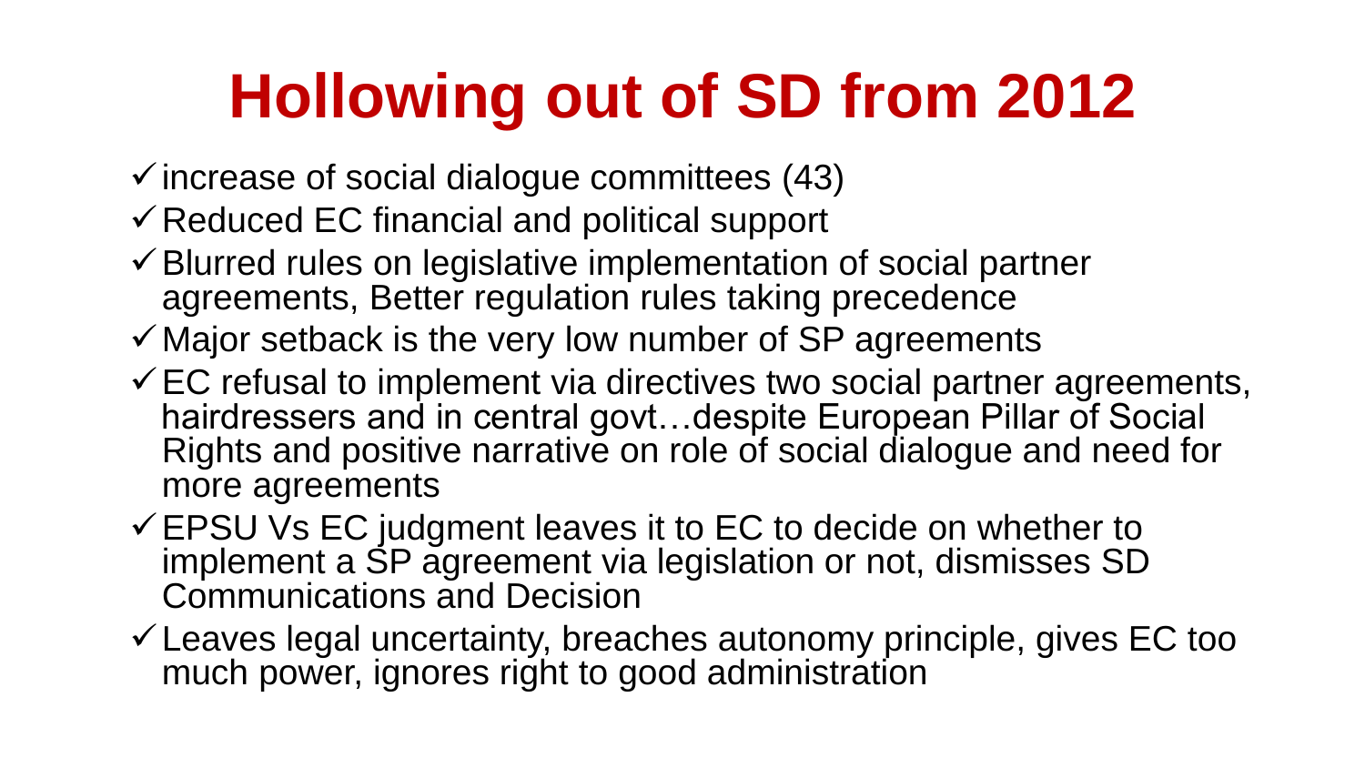# Hollowing out of SD from 2012

- ✓ increase of social dialogue committees (43)
- ✓ Reduced EC financial and political support
- ✓ Blurred rules on legislative implementation of social partner agreements, Better regulation rules taking precedence
- ✓ Major setback is the very low number of SP agreements
- ✓ EC refusal to implement via directives two social partner agreements, hairdressers and in central govt…despite European Pillar of Social Rights and positive narrative on role of social dialogue and need for more agreements
- ✓ EPSU Vs EC judgment leaves it to EC to decide on whether to implement a SP agreement via legislation or not, dismisses SD Communications and Decision
- ✓ Leaves legal uncertainty, breaches autonomy principle, gives EC too much power, ignores right to good administration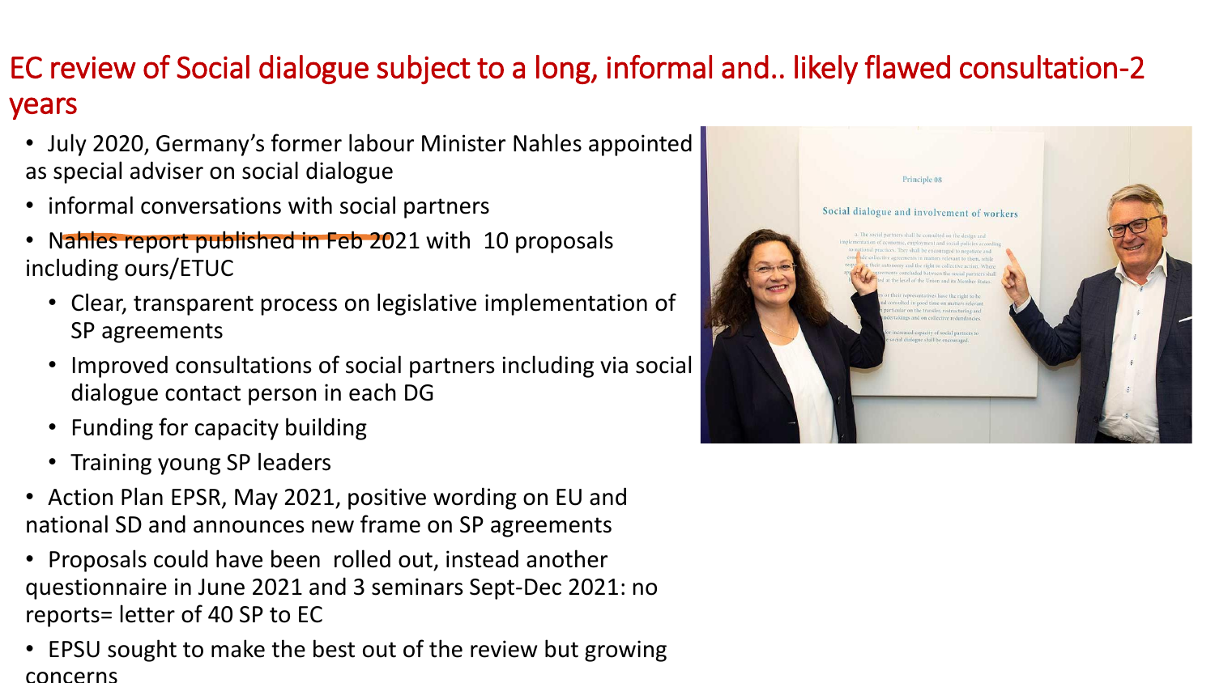# EC review of Social dialogue subject to a long, informal and.. likely flawed consultation-2 years

- July 2020, Germany's former labour Minister Nahles appointed as special adviser on social dialogue
- informal conversations with social partners
- Nahles report published in Feb 2021 with 10 proposals including ours/ETUC
  - Clear, transparent process on legislative implementation of SP agreements
  - Improved consultations of social partners including via social dialogue contact person in each DG
  - Funding for capacity building
  - Training young SP leaders
- Action Plan EPSR, May 2021, positive wording on EU and national SD and announces new frame on SP agreements
- Proposals could have been rolled out, instead another questionnaire in June 2021 and 3 seminars Sept-Dec 2021: no reports= letter of 40 SP to EC
- EPSU sought to make the best out of the review but growing concerns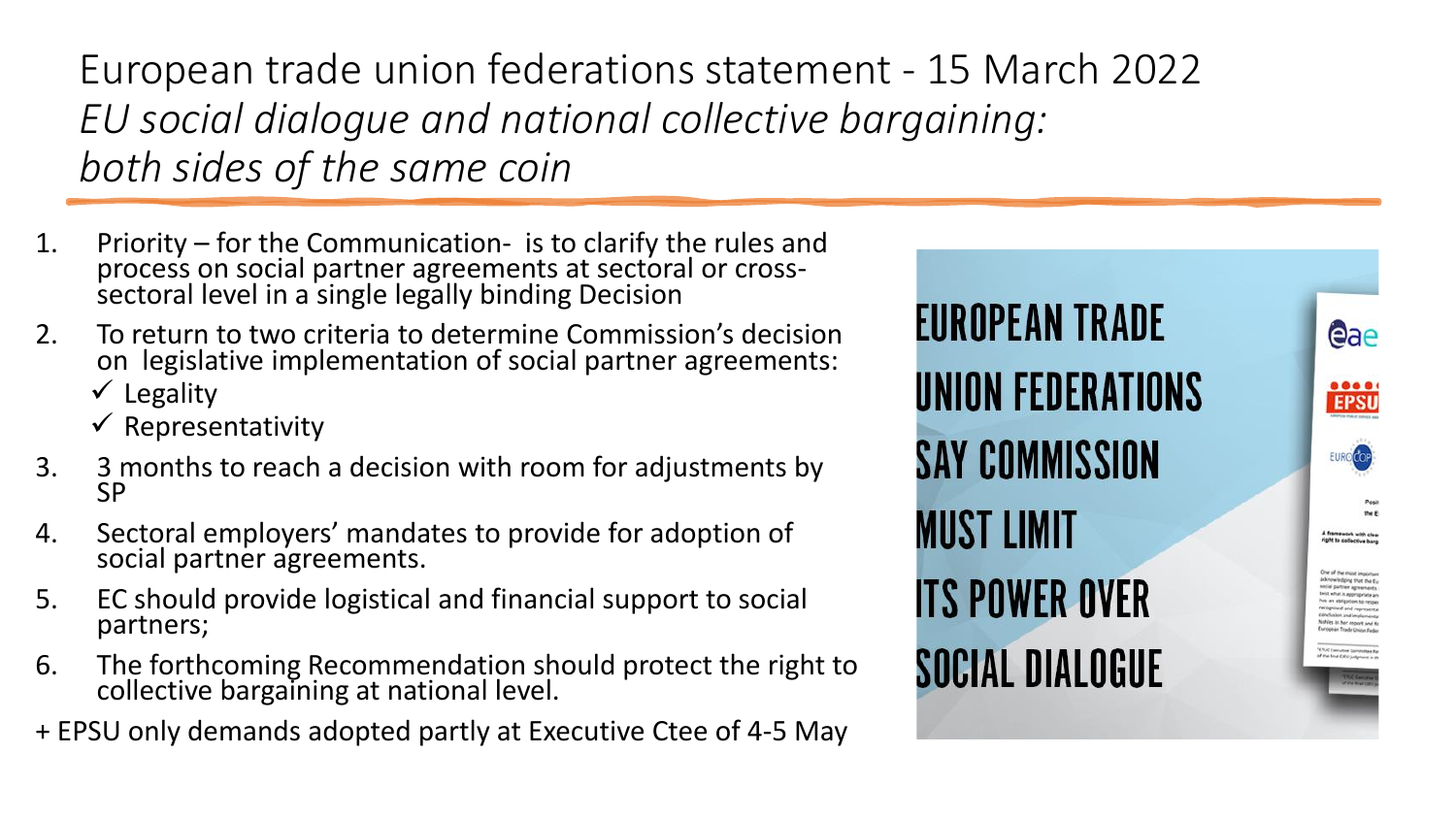# European trade union federations statement - 15 March 2022

## *EU social dialogue and national collective bargaining: both sides of the same coin*

1. Priority – for the Communication- is to clarify the rules and process on social partner agreements at sectoral or cross-sectoral level in a single legally binding Decision
2. To return to two criteria to determine Commission's decision on legislative implementation of social partner agreements:
   - ✓ Legality
   - ✓ Representativity
3. 3 months to reach a decision with room for adjustments by SP
4. Sectoral employers' mandates to provide for adoption of social partner agreements.
5. EC should provide logistical and financial support to social partners;
6. The forthcoming Recommendation should protect the right to collective bargaining at national level.

+ EPSU only demands adopted partly at Executive Ctee of 4-5 May

EUROPEAN TRADE UNION FEDERATIONS SAY COMMISSION MUST LIMIT ITS POWER OVER SOCIAL DIALOGUE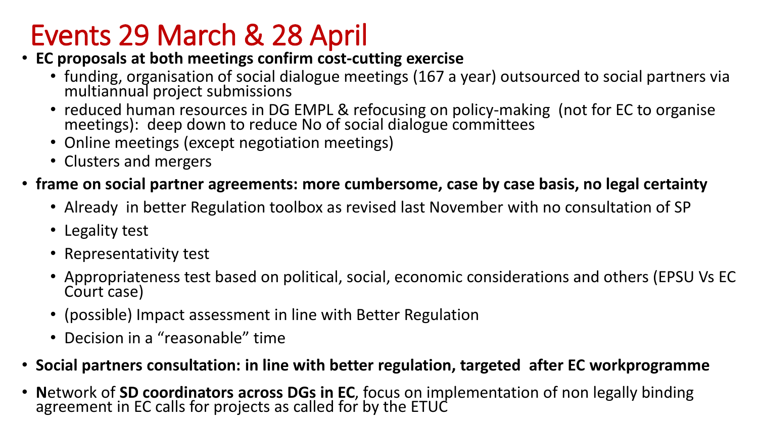# Events 29 March & 28 April

- **EC proposals at both meetings confirm cost-cutting exercise**
  - funding, organisation of social dialogue meetings (167 a year) outsourced to social partners via multiannual project submissions
  - reduced human resources in DG EMPL & refocusing on policy-making (not for EC to organise meetings): deep down to reduce No of social dialogue committees
  - Online meetings (except negotiation meetings)
  - Clusters and mergers
- **frame on social partner agreements: more cumbersome, case by case basis, no legal certainty**
  - Already in better Regulation toolbox as revised last November with no consultation of SP
  - Legality test
  - Representativity test
  - Appropriateness test based on political, social, economic considerations and others (EPSU Vs EC Court case)
  - (possible) Impact assessment in line with Better Regulation
  - Decision in a "reasonable" time
- **Social partners consultation: in line with better regulation, targeted after EC workprogramme**
- **N**etwork of **SD coordinators across DGs in EC**, focus on implementation of non legally binding agreement in EC calls for projects as called for by the ETUC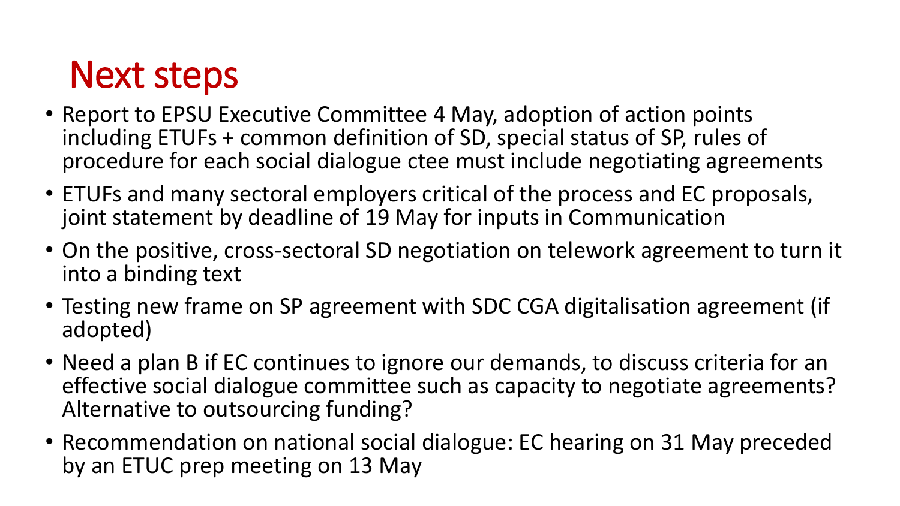# Next steps

- Report to EPSU Executive Committee 4 May, adoption of action points including ETUFs + common definition of SD, special status of SP, rules of procedure for each social dialogue ctee must include negotiating agreements
- ETUFs and many sectoral employers critical of the process and EC proposals, joint statement by deadline of 19 May for inputs in Communication
- On the positive, cross-sectoral SD negotiation on telework agreement to turn it into a binding text
- Testing new frame on SP agreement with SDC CGA digitalisation agreement (if adopted)
- Need a plan B if EC continues to ignore our demands, to discuss criteria for an effective social dialogue committee such as capacity to negotiate agreements? Alternative to outsourcing funding?
- Recommendation on national social dialogue: EC hearing on 31 May preceded by an ETUC prep meeting on 13 May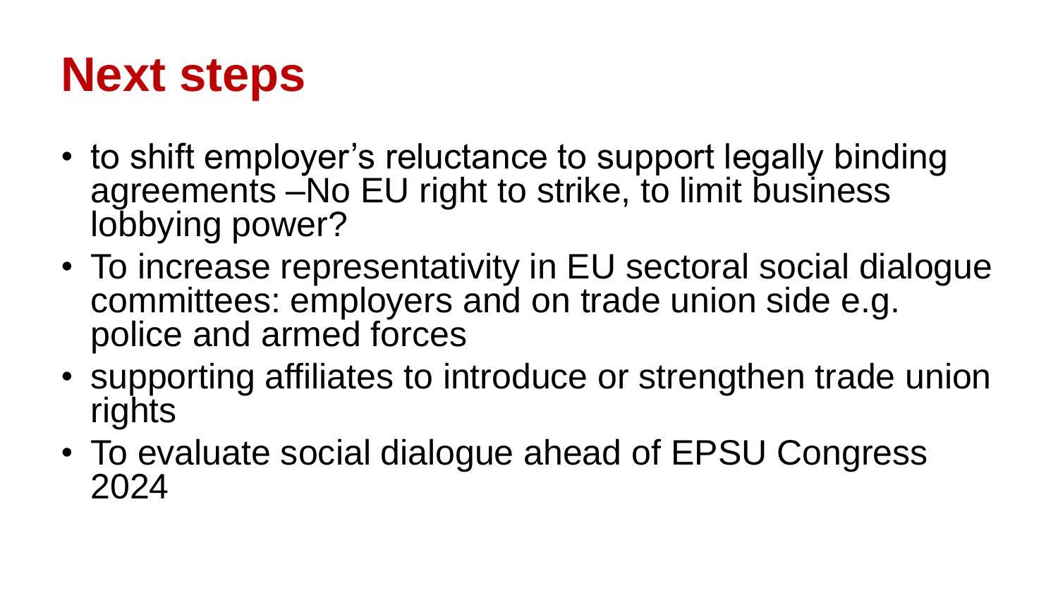# Next steps

- to shift employer's reluctance to support legally binding agreements –No EU right to strike, to limit business lobbying power?
- To increase representativity in EU sectoral social dialogue committees: employers and on trade union side e.g. police and armed forces
- supporting affiliates to introduce or strengthen trade union rights
- To evaluate social dialogue ahead of EPSU Congress 2024